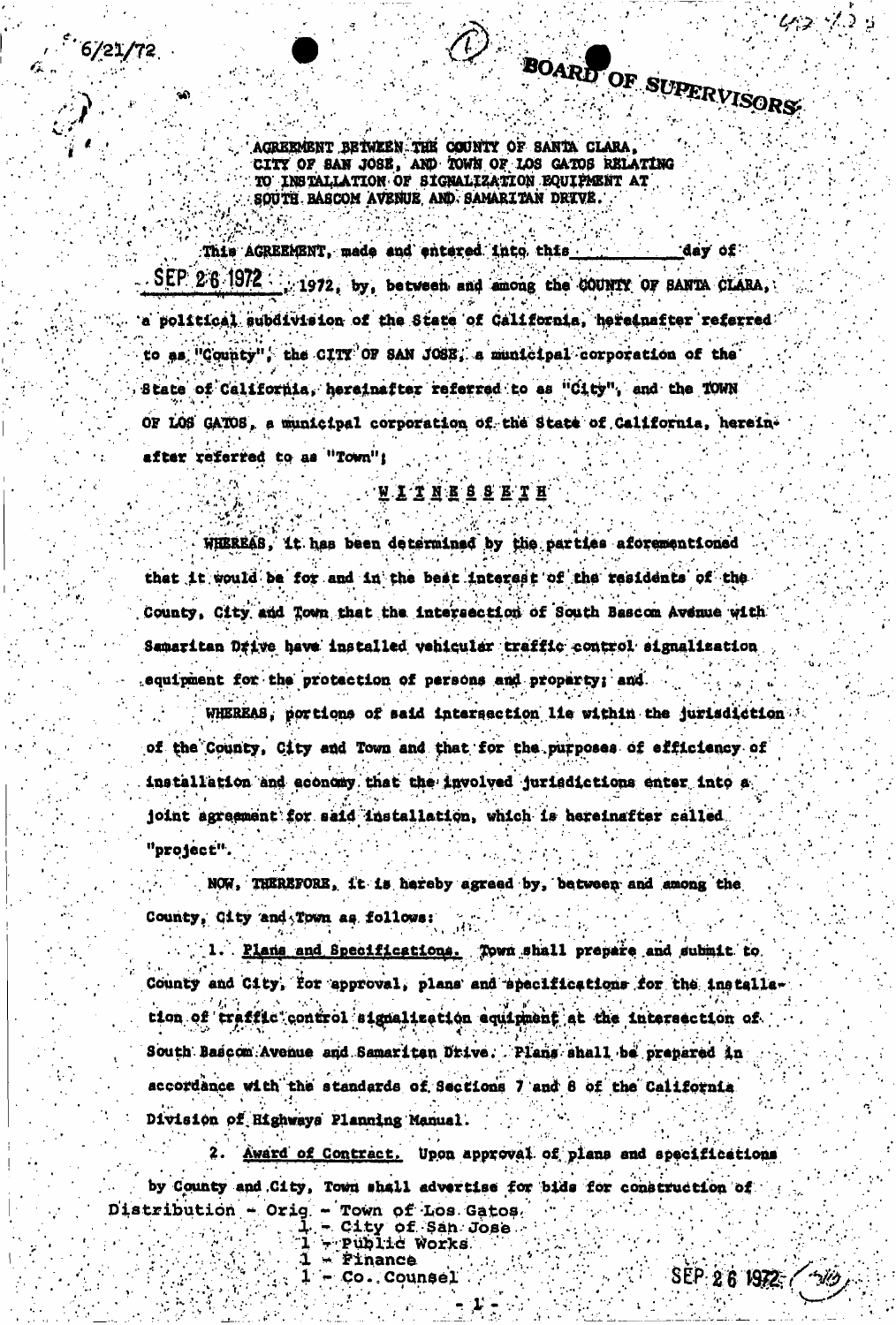6/21/72

BOARD OF SUPERVISORS

AGREEMENT BETWEEN THE COUNTY OF SANTA CLARA, CITY OF SAN JOSE, AND TOWN OF LOS GATOS RELATING TO INSTALLATION OF SIGNALIZATION EQUIPMENT AT SOUTH BASCOM AVENUE AND SAMARITAN DRIVE.

This AGREEMENT, made and entered into this ______ day of SEP 26 1972, 1972, by, between and among the COUNTY OF SANTA CLARA, a political subdivision of the State of California, hereinafter referred to as "County", the CITY OF SAN JOSE, a municipal corporation of the State of California, hereinafter referred to as "City", and the TOWN OF LOS GATOS, a municipal corporation of the State of California, hereinafter referred to as "Town";

W I T N E S S E T H

WHEREAS, it has been determined by the parties aforementioned that it would be for and in the best interest of the residents of the County, City and Town that the intersection of South Bascom Avenue with Samaritan Drive have installed vehicular traffic control signalization equipment for the protection of persons and property; and

WHEREAS, portions of said intersection lie within the jurisdiction of the County, City and Town and that for the purposes of efficiency of installation and economy that the involved jurisdictions enter into a joint agreement for said installation, which is hereinafter called "project".

NOW, THEREFORE, it is hereby agreed by, between and among the County, City and Town as follows:

1. Plans and Specifications. Town shall prepare and submit to County and City, for approval, plans and specifications for the installation of traffic control signalization equipment at the intersection of South Bascom Avenue and Samaritan Drive. Plans shall be prepared in accordance with the standards of Sections 7 and 8 of the California Division of Highways Planning Manual.

2. Award of Contract. Upon approval of plans and specifications by County and City, Town shall advertise for bids for construction of

Distribution - Orig. - Town of Los Gatos
1 - City of San Jose
1 - Public Works
1 - Finance
1 - Co. Counsel

SEP 26 1972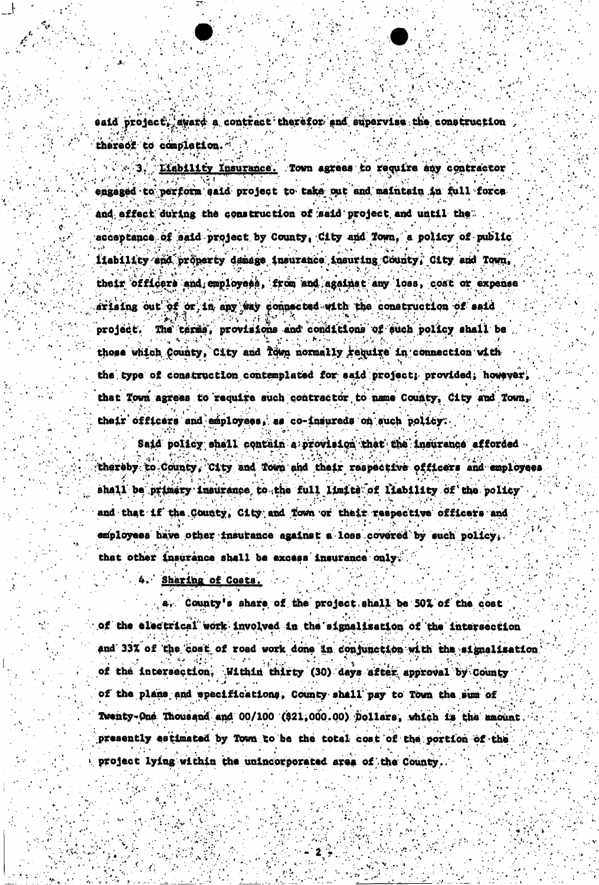said project, award a contract therefor and supervise the construction thereof to completion.

3. Liability Insurance. Town agrees to require any contractor engaged to perform said project to take out and maintain in full force and effect during the construction of said project and until the acceptance of said project by County, City and Town, a policy of public liability and property damage insurance insuring County, City and Town, their officers and employees, from and against any loss, cost or expense arising out of or in any way connected with the construction of said project. The terms, provisions and conditions of such policy shall be those which County, City and Town normally require in connection with the type of construction contemplated for said project; provided, however, that Town agrees to require such contractor to name County, City and Town, their officers and employees, as co-insureds on such policy.

Said policy shall contain a provision that the insurance afforded thereby to County, City and Town and their respective officers and employees shall be primary insurance to the full limits of liability of the policy and that if the County, City and Town or their respective officers and employees have other insurance against a loss covered by such policy, that other insurance shall be excess insurance only.

4. Sharing of Costs.

a. County's share of the project shall be 50% of the cost of the electrical work involved in the signalization of the intersection and 33% of the cost of road work done in conjunction with the signalization of the intersection. Within thirty (30) days after approval by County of the plans and specifications, County shall pay to Town the sum of Twenty-One Thousand and 00/100 ($21,000.00) Dollars, which is the amount presently estimated by Town to be the total cost of the portion of the project lying within the unincorporated area of the County.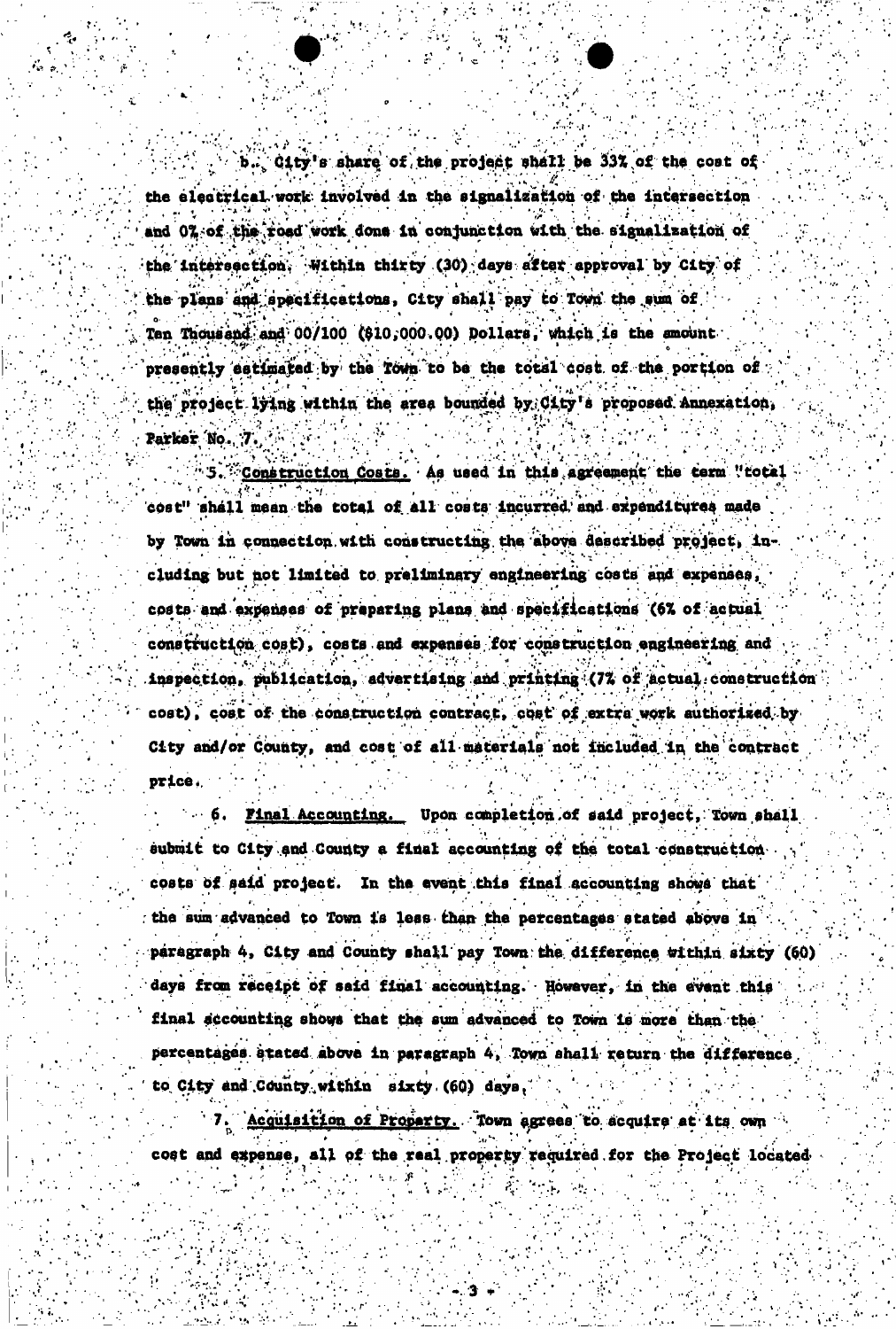b. City's share of the project shall be 33% of the cost of the electrical work involved in the signalization of the intersection and 0% of the road work done in conjunction with the signalization of the intersection. Within thirty (30) days after approval by City of the plans and specifications, City shall pay to Town the sum of Ten Thousand and 00/100 ($10,000.00) Dollars, which is the amount presently estimated by the Town to be the total cost of the portion of the project lying within the area bounded by City's proposed Annexation, Parker No. 7.

5. Construction Costs. As used in this agreement the term "total cost" shall mean the total of all costs incurred and expenditures made by Town in connection with constructing the above described project, including but not limited to preliminary engineering costs and expenses, costs and expenses of preparing plans and specifications (6% of actual construction cost), costs and expenses for construction engineering and inspection, publication, advertising and printing (7% of actual construction cost), cost of the construction contract, cost of extra work authorized by City and/or County, and cost of all materials not included in the contract price.

6. Final Accounting. Upon completion of said project, Town shall submit to City and County a final accounting of the total construction costs of said project. In the event this final accounting shows that the sum advanced to Town is less than the percentages stated above in paragraph 4, City and County shall pay Town the difference within sixty (60) days from receipt of said final accounting. However, in the event this final accounting shows that the sum advanced to Town is more than the percentages stated above in paragraph 4, Town shall return the difference to City and County within sixty (60) days.

7. Acquisition of Property. Town agrees to acquire at its own cost and expense, all of the real property required for the Project located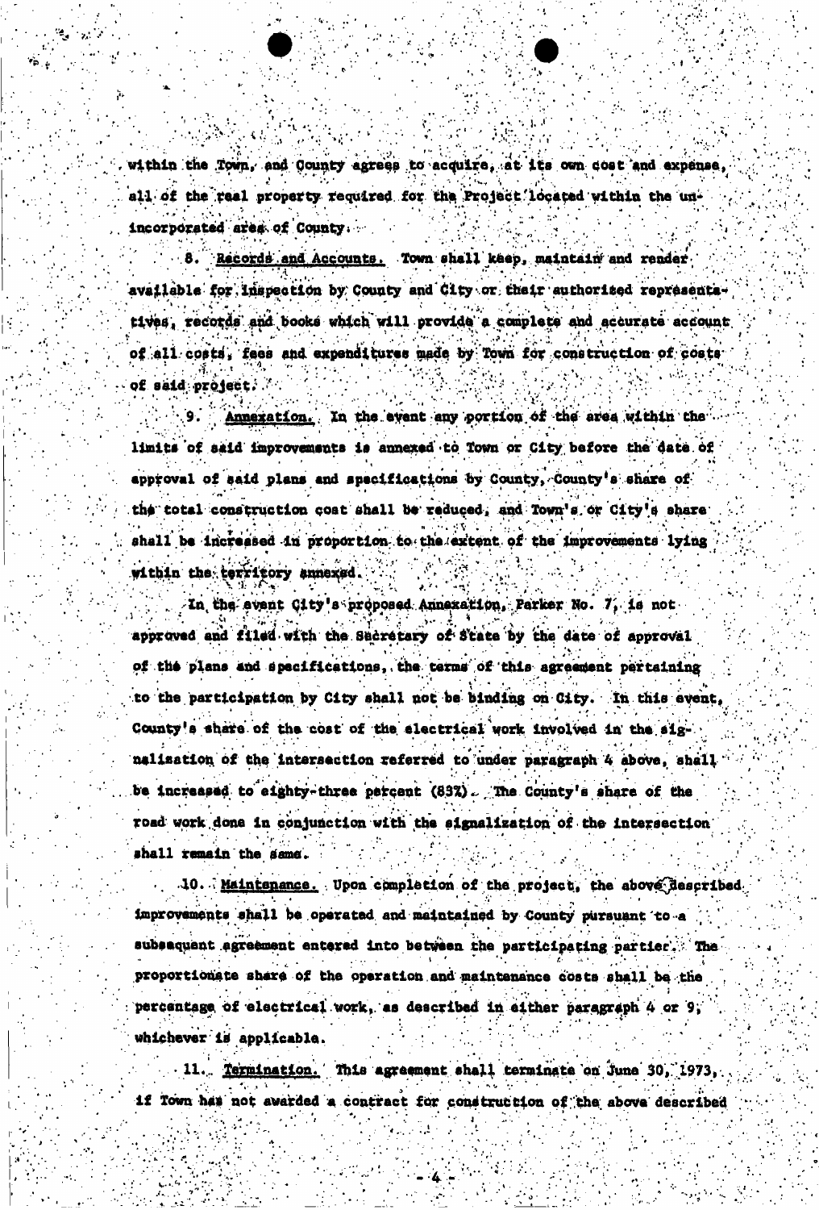within the Town, and County agrees to acquire, at its own cost and expense, all of the real property required for the Project located within the unincorporated area of County.

8. Records and Accounts. Town shall keep, maintain and render available for inspection by County and City or their authorized representatives, records and books which will provide a complete and accurate account of all costs, fees and expenditures made by Town for construction of costs of said project.

9. Annexation. In the event any portion of the area within the limits of said improvements is annexed to Town or City before the date of approval of said plans and specifications by County, County's share of the total construction cost shall be reduced, and Town's or City's share shall be increased in proportion to the extent of the improvements lying within the territory annexed.

In the event City's proposed Annexation, Parker No. 7, is not approved and filed with the Secretary of State by the date of approval of the plans and specifications, the terms of this agreement pertaining to the participation by City shall not be binding on City. In this event, County's share of the cost of the electrical work involved in the signalization of the intersection referred to under paragraph 4 above, shall be increased to eighty-three percent (83%). The County's share of the road work done in conjunction with the signalization of the intersection shall remain the same.

10. Maintenance. Upon completion of the project, the above described improvements shall be operated and maintained by County pursuant to a subsequent agreement entered into between the participating parties. The proportionate share of the operation and maintenance costs shall be the percentage of electrical work, as described in either paragraph 4 or 9, whichever is applicable.

11. Termination. This agreement shall terminate on June 30, 1973, if Town has not awarded a contract for construction of the above described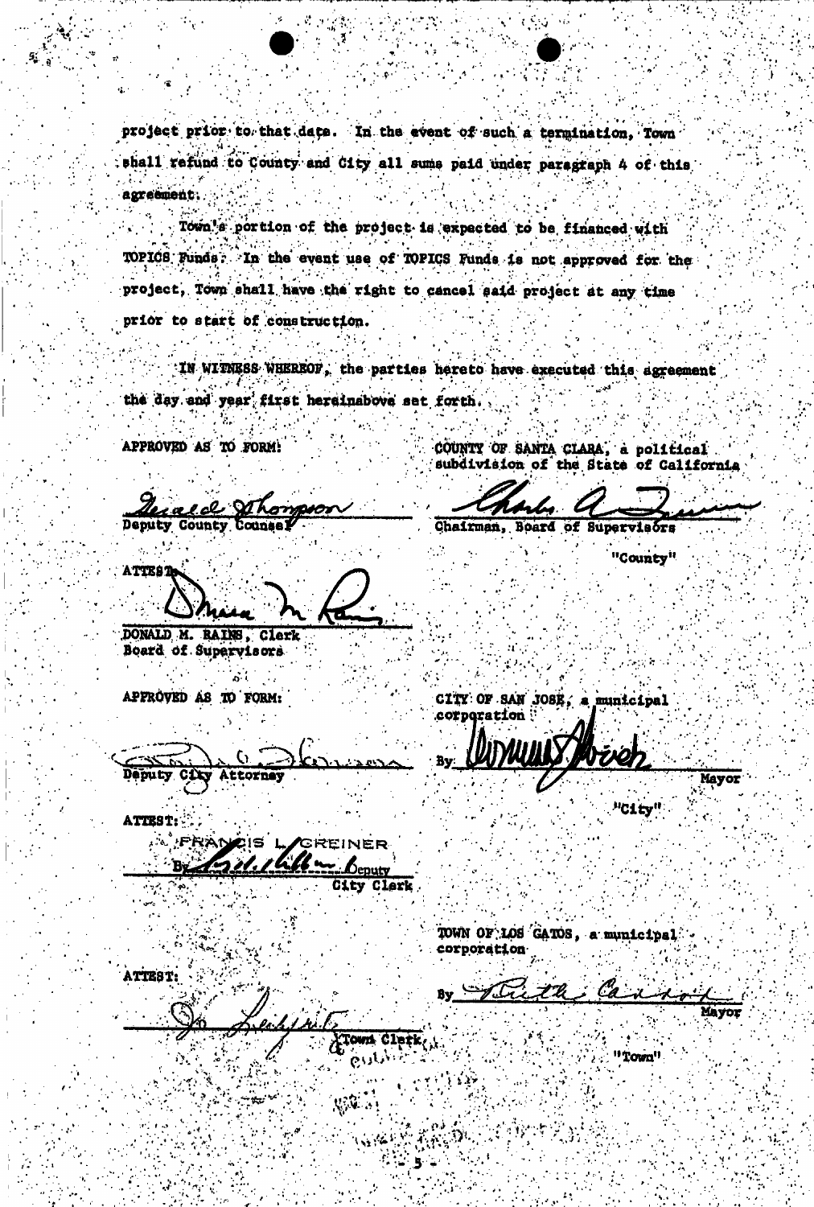project prior to that date. In the event of such a termination, Town shall refund to County and City all sums paid under paragraph 4 of this agreement.

Town's portion of the project is expected to be financed with TOPICS Funds. In the event use of TOPICS Funds is not approved for the project, Town shall have the right to cancel said project at any time prior to start of construction.

IN WITNESS WHEREOF, the parties hereto have executed this agreement the day and year first hereinabove set forth.

APPROVED AS TO FORM:

Gerald Thompson
Deputy County Counsel

COUNTY OF SANTA CLARA, a political subdivision of the State of California

Charles A Quinn
Chairman, Board of Supervisors

"County"

ATTEST:

Donald M. Rains
DONALD M. RAINS, Clerk
Board of Supervisors

APPROVED AS TO FORM:

Deputy City Attorney

CITY OF SAN JOSE, a municipal corporation

By Norman Mineta
Mayor

"City"

ATTEST:

FRANCIS L. GREINER
By Deputy
City Clerk

TOWN OF LOS GATOS, a municipal corporation

By Ruth Cannon
Mayor

"Town"

ATTEST:

Town Clerk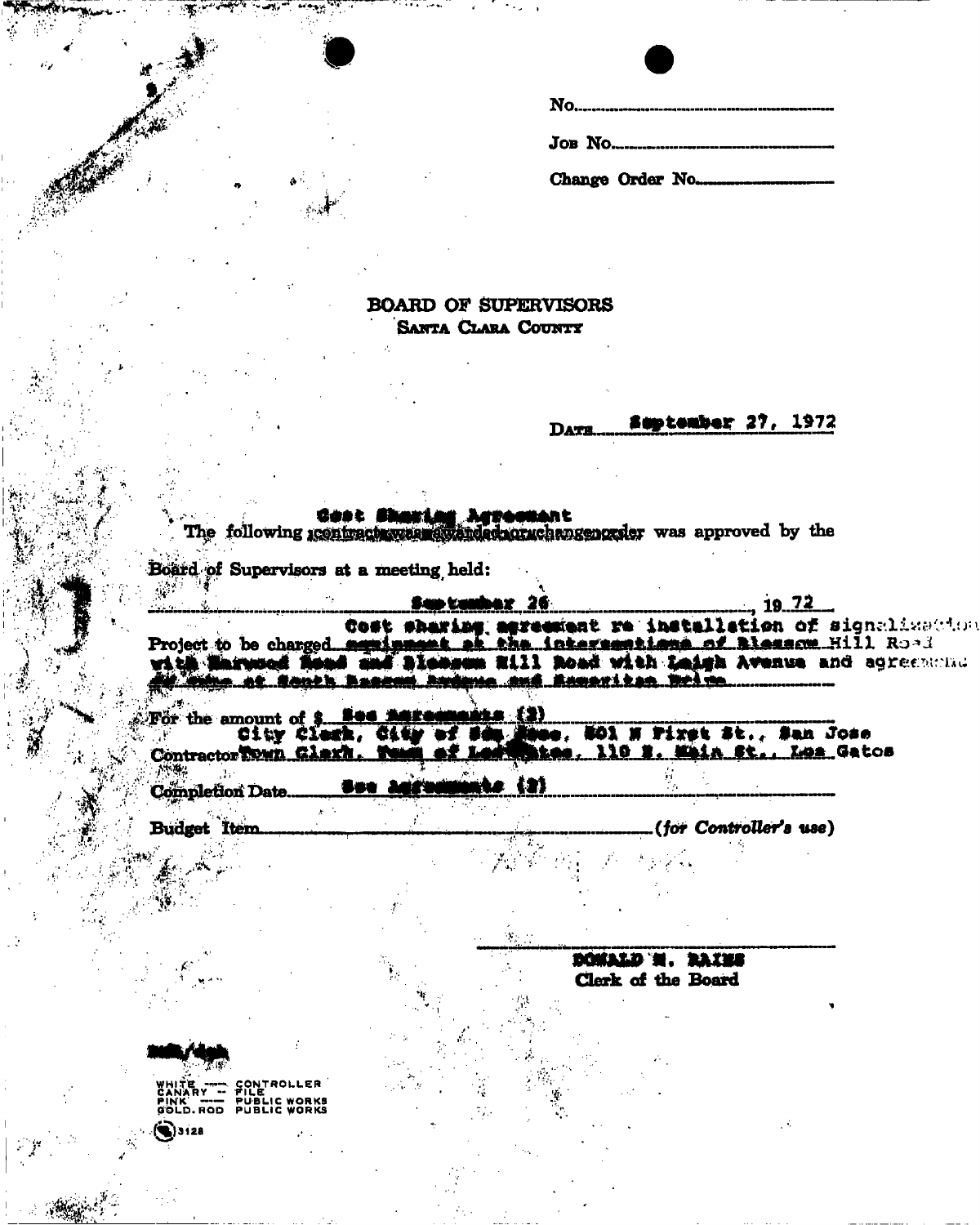No.

Job No.

Change Order No.

# BOARD OF SUPERVISORS
## Santa Clara County

Date: September 27, 1972

The following **Cost Sharing Agreement** ~~contract was awarded or change order~~ was approved by the Board of Supervisors at a meeting held:

September 26, 19 72

Project to be charged: Cost sharing agreement re installation of signalization equipment at the intersections of Blossom Hill Road with Harwood Road and Blossom Hill Road with Leigh Avenue and agreement for same at South Bascom Avenue and Samaritan Drive

For the amount of $: See Agreements (2)

Contractor: City Clerk, City of San Jose, 801 N First St., San Jose
Town Clerk, Town of Los Gatos, 110 E. Main St., Los Gatos

Completion Date: See Agreements (2)

Budget Item: (for Controller's use)

DONALD M. RAINS
Clerk of the Board

WHITE — CONTROLLER
CANARY — FILE
PINK — PUBLIC WORKS
GOLD. ROD PUBLIC WORKS

3128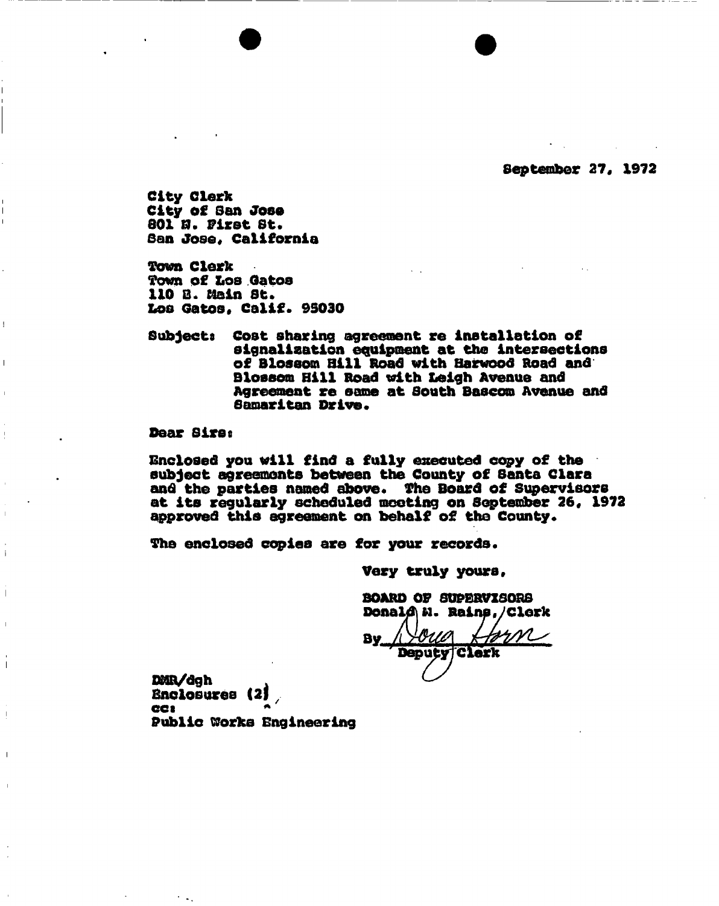September 27, 1972

City Clerk
City of San Jose
801 N. First St.
San Jose, California

Town Clerk
Town of Los Gatos
110 E. Main St.
Los Gatos, Calif. 95030

Subject: Cost sharing agreement re installation of signalization equipment at the intersections of Blossom Hill Road with Harwood Road and Blossom Hill Road with Leigh Avenue and Agreement re same at South Bascom Avenue and Samaritan Drive.

Dear Sirs:

Enclosed you will find a fully executed copy of the subject agreements between the County of Santa Clara and the parties named above. The Board of Supervisors at its regularly scheduled meeting on September 26, 1972 approved this agreement on behalf of the County.

The enclosed copies are for your records.

Very truly yours,

BOARD OF SUPERVISORS
Donald M. Rains, Clerk

By Doug Horn
Deputy Clerk

DMR/dgh
Enclosures (2)
cc:
Public Works Engineering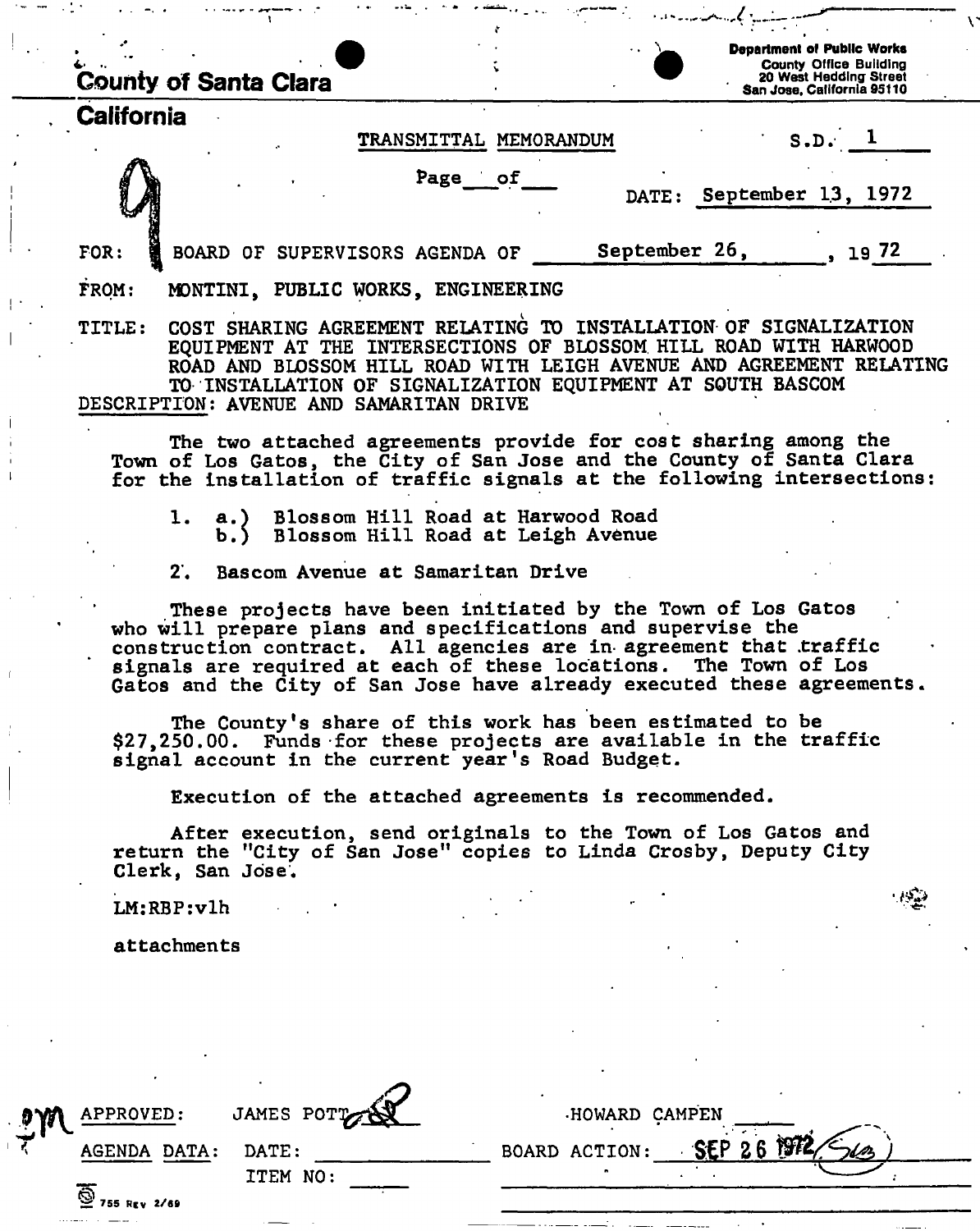County of Santa Clara

California

Department of Public Works
County Office Building
20 West Hedding Street
San Jose, California 95110

TRANSMITTAL MEMORANDUM

S.D. 1

Page \_\_\_ of \_\_\_

DATE: September 13, 1972

9

FOR: BOARD OF SUPERVISORS AGENDA OF September 26, 1972

FROM: MONTINI, PUBLIC WORKS, ENGINEERING

TITLE: COST SHARING AGREEMENT RELATING TO INSTALLATION OF SIGNALIZATION EQUIPMENT AT THE INTERSECTIONS OF BLOSSOM HILL ROAD WITH HARWOOD ROAD AND BLOSSOM HILL ROAD WITH LEIGH AVENUE AND AGREEMENT RELATING TO INSTALLATION OF SIGNALIZATION EQUIPMENT AT SOUTH BASCOM

DESCRIPTION: AVENUE AND SAMARITAN DRIVE

The two attached agreements provide for cost sharing among the Town of Los Gatos, the City of San Jose and the County of Santa Clara for the installation of traffic signals at the following intersections:

1. a.) Blossom Hill Road at Harwood Road
   b.) Blossom Hill Road at Leigh Avenue

2. Bascom Avenue at Samaritan Drive

These projects have been initiated by the Town of Los Gatos who will prepare plans and specifications and supervise the construction contract. All agencies are in agreement that traffic signals are required at each of these locations. The Town of Los Gatos and the City of San Jose have already executed these agreements.

The County's share of this work has been estimated to be $27,250.00. Funds for these projects are available in the traffic signal account in the current year's Road Budget.

Execution of the attached agreements is recommended.

After execution, send originals to the Town of Los Gatos and return the "City of San Jose" copies to Linda Crosby, Deputy City Clerk, San Jose.

LM:RBP:vlh

attachments

APPROVED: JAMES POTT HOWARD CAMPEN

AGENDA DATA: DATE: \_\_\_\_\_\_ BOARD ACTION: SEP 26 1972

ITEM NO: \_\_\_\_\_\_

755 Rev 2/69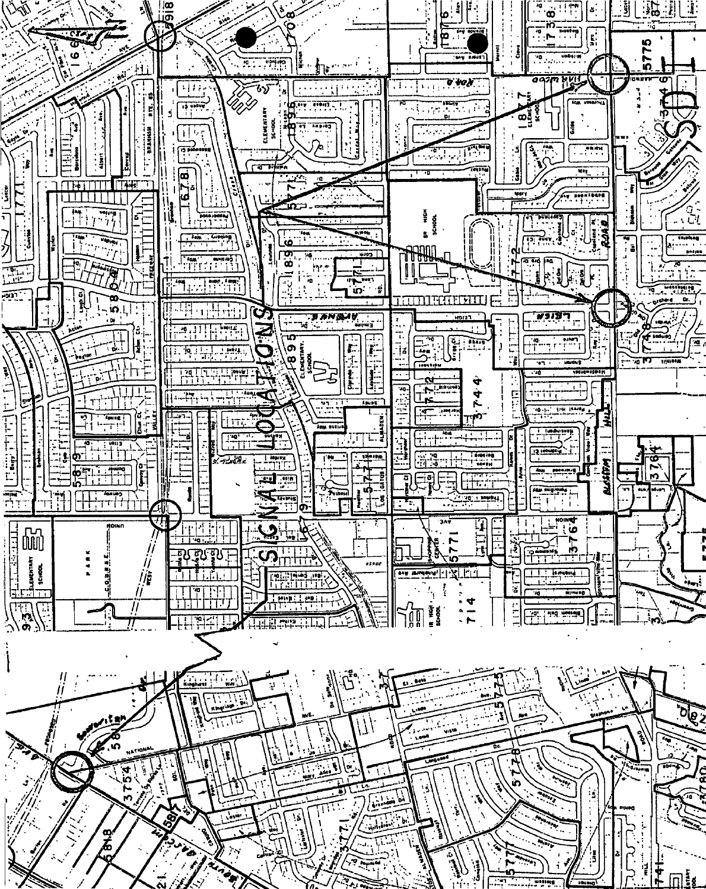SIGNAL LOCATIONS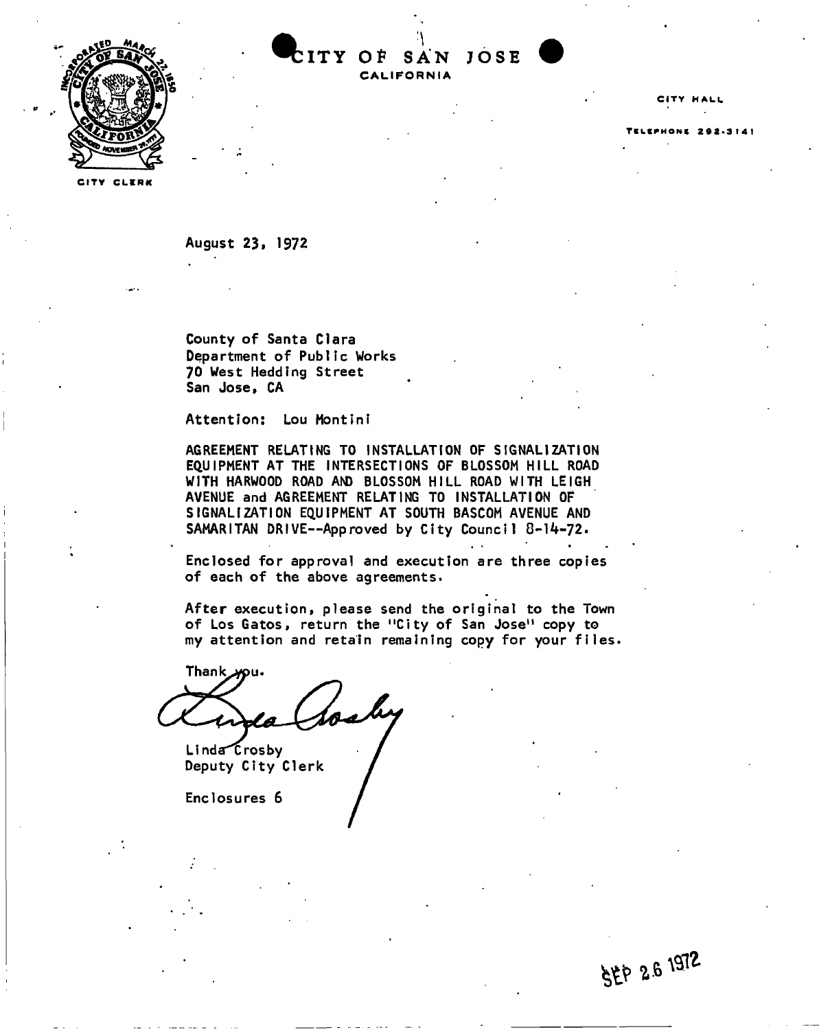CITY OF SAN JOSE
CALIFORNIA

CITY CLERK

CITY HALL

TELEPHONE 292-3141

August 23, 1972

County of Santa Clara
Department of Public Works
70 West Hedding Street
San Jose, CA

Attention: Lou Montini

AGREEMENT RELATING TO INSTALLATION OF SIGNALIZATION EQUIPMENT AT THE INTERSECTIONS OF BLOSSOM HILL ROAD WITH HARWOOD ROAD AND BLOSSOM HILL ROAD WITH LEIGH AVENUE and AGREEMENT RELATING TO INSTALLATION OF SIGNALIZATION EQUIPMENT AT SOUTH BASCOM AVENUE AND SAMARITAN DRIVE--Approved by City Council 8-14-72.

Enclosed for approval and execution are three copies of each of the above agreements.

After execution, please send the original to the Town of Los Gatos, return the "City of San Jose" copy to my attention and retain remaining copy for your files.

Thank you.

Linda Crosby

Linda Crosby
Deputy City Clerk

Enclosures 6

SEP 26 1972